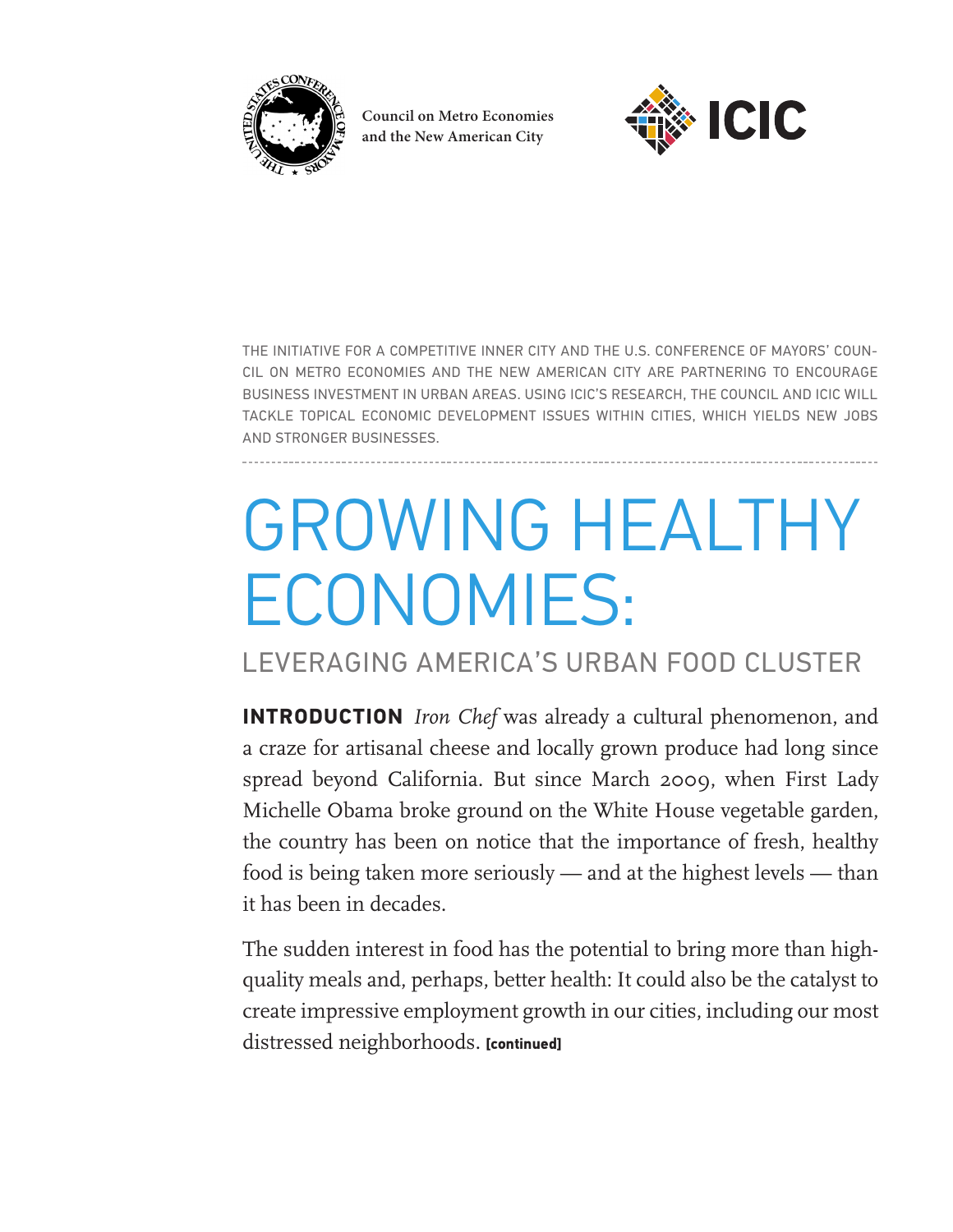Council on Metro Economies and the New American City

ICIC

THE INITIATIVE FOR A COMPETITIVE INNER CITY AND THE U.S. CONFERENCE OF MAYORS' COUNCIL ON METRO ECONOMIES AND THE NEW AMERICAN CITY ARE PARTNERING TO ENCOURAGE BUSINESS INVESTMENT IN URBAN AREAS. USING ICIC'S RESEARCH, THE COUNCIL AND ICIC WILL TACKLE TOPICAL ECONOMIC DEVELOPMENT ISSUES WITHIN CITIES, WHICH YIELDS NEW JOBS AND STRONGER BUSINESSES.

# GROWING HEALTHY ECONOMIES:

## LEVERAGING AMERICA'S URBAN FOOD CLUSTER

**INTRODUCTION** *Iron Chef* was already a cultural phenomenon, and a craze for artisanal cheese and locally grown produce had long since spread beyond California. But since March 2009, when First Lady Michelle Obama broke ground on the White House vegetable garden, the country has been on notice that the importance of fresh, healthy food is being taken more seriously — and at the highest levels — than it has been in decades.

The sudden interest in food has the potential to bring more than high-quality meals and, perhaps, better health: It could also be the catalyst to create impressive employment growth in our cities, including our most distressed neighborhoods. **[continued]**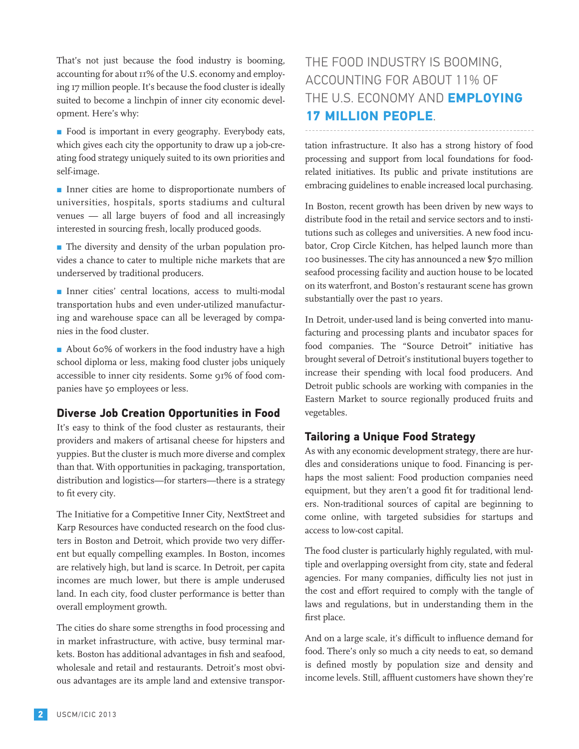That's not just because the food industry is booming, accounting for about 11% of the U.S. economy and employing 17 million people. It's because the food cluster is ideally suited to become a linchpin of inner city economic development. Here's why:

- Food is important in every geography. Everybody eats, which gives each city the opportunity to draw up a job-creating food strategy uniquely suited to its own priorities and self-image.
- Inner cities are home to disproportionate numbers of universities, hospitals, sports stadiums and cultural venues — all large buyers of food and all increasingly interested in sourcing fresh, locally produced goods.
- The diversity and density of the urban population provides a chance to cater to multiple niche markets that are underserved by traditional producers.
- Inner cities' central locations, access to multi-modal transportation hubs and even under-utilized manufacturing and warehouse space can all be leveraged by companies in the food cluster.
- About 60% of workers in the food industry have a high school diploma or less, making food cluster jobs uniquely accessible to inner city residents. Some 91% of food companies have 50 employees or less.

THE FOOD INDUSTRY IS BOOMING, ACCOUNTING FOR ABOUT 11% OF THE U.S. ECONOMY AND **EMPLOYING 17 MILLION PEOPLE**.

## Diverse Job Creation Opportunities in Food

It's easy to think of the food cluster as restaurants, their providers and makers of artisanal cheese for hipsters and yuppies. But the cluster is much more diverse and complex than that. With opportunities in packaging, transportation, distribution and logistics—for starters—there is a strategy to fit every city.

The Initiative for a Competitive Inner City, NextStreet and Karp Resources have conducted research on the food clusters in Boston and Detroit, which provide two very different but equally compelling examples. In Boston, incomes are relatively high, but land is scarce. In Detroit, per capita incomes are much lower, but there is ample underused land. In each city, food cluster performance is better than overall employment growth.

The cities do share some strengths in food processing and in market infrastructure, with active, busy terminal markets. Boston has additional advantages in fish and seafood, wholesale and retail and restaurants. Detroit's most obvious advantages are its ample land and extensive transportation infrastructure. It also has a strong history of food processing and support from local foundations for food-related initiatives. Its public and private institutions are embracing guidelines to enable increased local purchasing.

In Boston, recent growth has been driven by new ways to distribute food in the retail and service sectors and to institutions such as colleges and universities. A new food incubator, Crop Circle Kitchen, has helped launch more than 100 businesses. The city has announced a new $70 million seafood processing facility and auction house to be located on its waterfront, and Boston's restaurant scene has grown substantially over the past 10 years.

In Detroit, under-used land is being converted into manufacturing and processing plants and incubator spaces for food companies. The "Source Detroit" initiative has brought several of Detroit's institutional buyers together to increase their spending with local food producers. And Detroit public schools are working with companies in the Eastern Market to source regionally produced fruits and vegetables.

## Tailoring a Unique Food Strategy

As with any economic development strategy, there are hurdles and considerations unique to food. Financing is perhaps the most salient: Food production companies need equipment, but they aren't a good fit for traditional lenders. Non-traditional sources of capital are beginning to come online, with targeted subsidies for startups and access to low-cost capital.

The food cluster is particularly highly regulated, with multiple and overlapping oversight from city, state and federal agencies. For many companies, difficulty lies not just in the cost and effort required to comply with the tangle of laws and regulations, but in understanding them in the first place.

And on a large scale, it's difficult to influence demand for food. There's only so much a city needs to eat, so demand is defined mostly by population size and density and income levels. Still, affluent customers have shown they're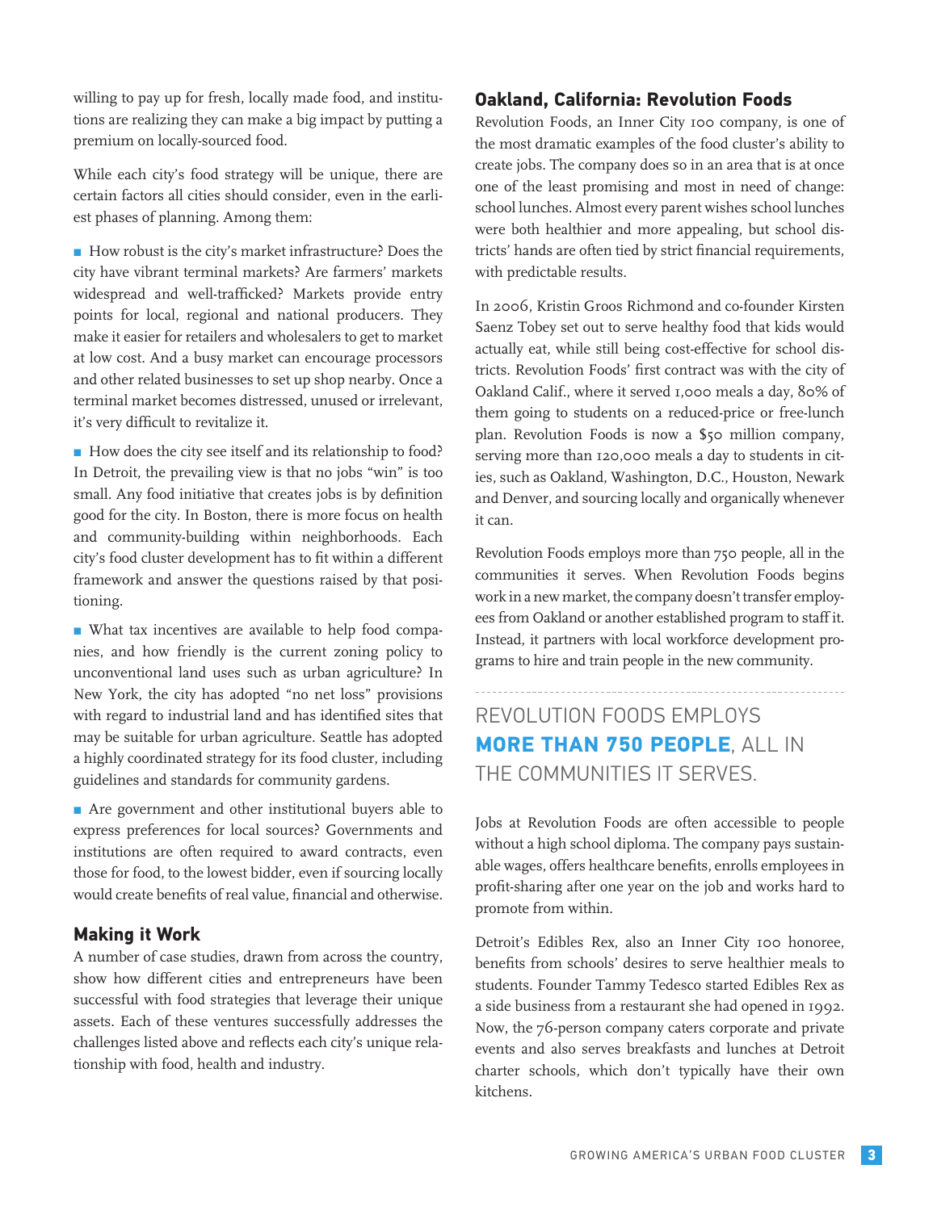willing to pay up for fresh, locally made food, and institutions are realizing they can make a big impact by putting a premium on locally-sourced food.

While each city's food strategy will be unique, there are certain factors all cities should consider, even in the earliest phases of planning. Among them:

- How robust is the city's market infrastructure? Does the city have vibrant terminal markets? Are farmers' markets widespread and well-trafficked? Markets provide entry points for local, regional and national producers. They make it easier for retailers and wholesalers to get to market at low cost. And a busy market can encourage processors and other related businesses to set up shop nearby. Once a terminal market becomes distressed, unused or irrelevant, it's very difficult to revitalize it.

- How does the city see itself and its relationship to food? In Detroit, the prevailing view is that no jobs "win" is too small. Any food initiative that creates jobs is by definition good for the city. In Boston, there is more focus on health and community-building within neighborhoods. Each city's food cluster development has to fit within a different framework and answer the questions raised by that positioning.

- What tax incentives are available to help food companies, and how friendly is the current zoning policy to unconventional land uses such as urban agriculture? In New York, the city has adopted "no net loss" provisions with regard to industrial land and has identified sites that may be suitable for urban agriculture. Seattle has adopted a highly coordinated strategy for its food cluster, including guidelines and standards for community gardens.

- Are government and other institutional buyers able to express preferences for local sources? Governments and institutions are often required to award contracts, even those for food, to the lowest bidder, even if sourcing locally would create benefits of real value, financial and otherwise.

## Making it Work

A number of case studies, drawn from across the country, show how different cities and entrepreneurs have been successful with food strategies that leverage their unique assets. Each of these ventures successfully addresses the challenges listed above and reflects each city's unique relationship with food, health and industry.

## Oakland, California: Revolution Foods

Revolution Foods, an Inner City 100 company, is one of the most dramatic examples of the food cluster's ability to create jobs. The company does so in an area that is at once one of the least promising and most in need of change: school lunches. Almost every parent wishes school lunches were both healthier and more appealing, but school districts' hands are often tied by strict financial requirements, with predictable results.

In 2006, Kristin Groos Richmond and co-founder Kirsten Saenz Tobey set out to serve healthy food that kids would actually eat, while still being cost-effective for school districts. Revolution Foods' first contract was with the city of Oakland Calif., where it served 1,000 meals a day, 80% of them going to students on a reduced-price or free-lunch plan. Revolution Foods is now a $50 million company, serving more than 120,000 meals a day to students in cities, such as Oakland, Washington, D.C., Houston, Newark and Denver, and sourcing locally and organically whenever it can.

Revolution Foods employs more than 750 people, all in the communities it serves. When Revolution Foods begins work in a new market, the company doesn't transfer employees from Oakland or another established program to staff it. Instead, it partners with local workforce development programs to hire and train people in the new community.

REVOLUTION FOODS EMPLOYS **MORE THAN 750 PEOPLE**, ALL IN THE COMMUNITIES IT SERVES.

Jobs at Revolution Foods are often accessible to people without a high school diploma. The company pays sustainable wages, offers healthcare benefits, enrolls employees in profit-sharing after one year on the job and works hard to promote from within.

Detroit's Edibles Rex, also an Inner City 100 honoree, benefits from schools' desires to serve healthier meals to students. Founder Tammy Tedesco started Edibles Rex as a side business from a restaurant she had opened in 1992. Now, the 76-person company caters corporate and private events and also serves breakfasts and lunches at Detroit charter schools, which don't typically have their own kitchens.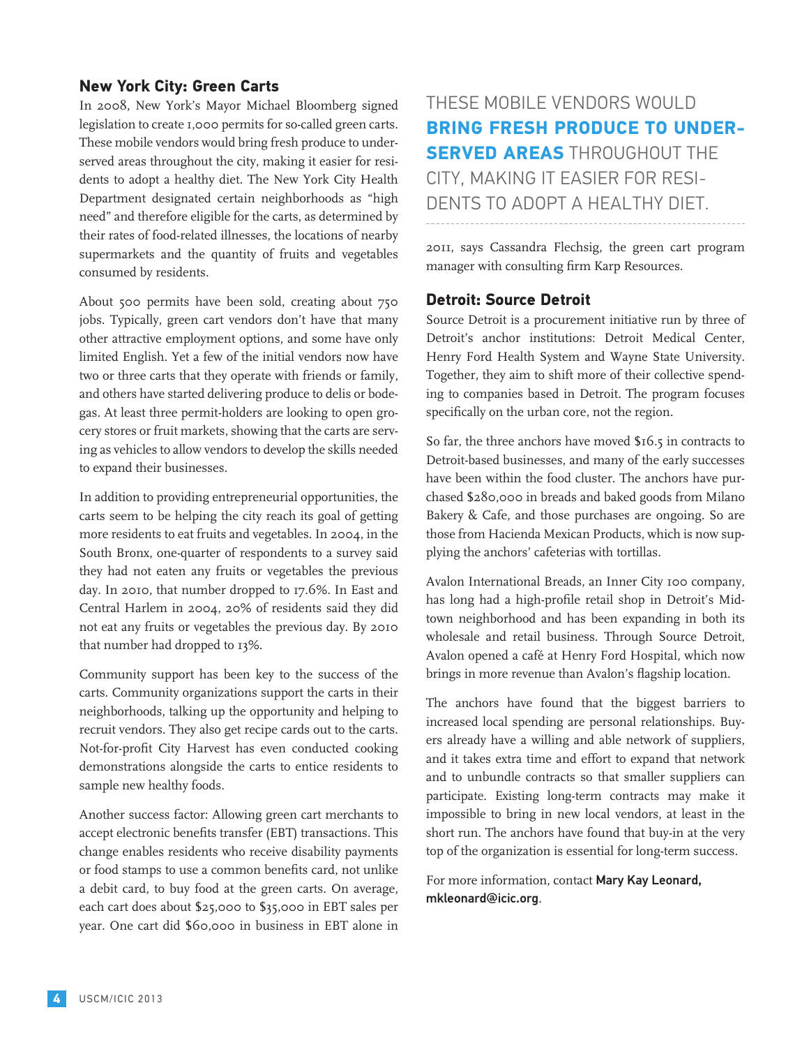## New York City: Green Carts

In 2008, New York's Mayor Michael Bloomberg signed legislation to create 1,000 permits for so-called green carts. These mobile vendors would bring fresh produce to underserved areas throughout the city, making it easier for residents to adopt a healthy diet. The New York City Health Department designated certain neighborhoods as "high need" and therefore eligible for the carts, as determined by their rates of food-related illnesses, the locations of nearby supermarkets and the quantity of fruits and vegetables consumed by residents.

About 500 permits have been sold, creating about 750 jobs. Typically, green cart vendors don't have that many other attractive employment options, and some have only limited English. Yet a few of the initial vendors now have two or three carts that they operate with friends or family, and others have started delivering produce to delis or bodegas. At least three permit-holders are looking to open grocery stores or fruit markets, showing that the carts are serving as vehicles to allow vendors to develop the skills needed to expand their businesses.

In addition to providing entrepreneurial opportunities, the carts seem to be helping the city reach its goal of getting more residents to eat fruits and vegetables. In 2004, in the South Bronx, one-quarter of respondents to a survey said they had not eaten any fruits or vegetables the previous day. In 2010, that number dropped to 17.6%. In East and Central Harlem in 2004, 20% of residents said they did not eat any fruits or vegetables the previous day. By 2010 that number had dropped to 13%.

Community support has been key to the success of the carts. Community organizations support the carts in their neighborhoods, talking up the opportunity and helping to recruit vendors. They also get recipe cards out to the carts. Not-for-profit City Harvest has even conducted cooking demonstrations alongside the carts to entice residents to sample new healthy foods.

Another success factor: Allowing green cart merchants to accept electronic benefits transfer (EBT) transactions. This change enables residents who receive disability payments or food stamps to use a common benefits card, not unlike a debit card, to buy food at the green carts. On average, each cart does about $25,000 to $35,000 in EBT sales per year. One cart did $60,000 in business in EBT alone in 2011, says Cassandra Flechsig, the green cart program manager with consulting firm Karp Resources.

THESE MOBILE VENDORS WOULD **BRING FRESH PRODUCE TO UNDERSERVED AREAS** THROUGHOUT THE CITY, MAKING IT EASIER FOR RESIDENTS TO ADOPT A HEALTHY DIET.

## Detroit: Source Detroit

Source Detroit is a procurement initiative run by three of Detroit's anchor institutions: Detroit Medical Center, Henry Ford Health System and Wayne State University. Together, they aim to shift more of their collective spending to companies based in Detroit. The program focuses specifically on the urban core, not the region.

So far, the three anchors have moved $16.5 in contracts to Detroit-based businesses, and many of the early successes have been within the food cluster. The anchors have purchased $280,000 in breads and baked goods from Milano Bakery & Cafe, and those purchases are ongoing. So are those from Hacienda Mexican Products, which is now supplying the anchors' cafeterias with tortillas.

Avalon International Breads, an Inner City 100 company, has long had a high-profile retail shop in Detroit's Midtown neighborhood and has been expanding in both its wholesale and retail business. Through Source Detroit, Avalon opened a café at Henry Ford Hospital, which now brings in more revenue than Avalon's flagship location.

The anchors have found that the biggest barriers to increased local spending are personal relationships. Buyers already have a willing and able network of suppliers, and it takes extra time and effort to expand that network and to unbundle contracts so that smaller suppliers can participate. Existing long-term contracts may make it impossible to bring in new local vendors, at least in the short run. The anchors have found that buy-in at the very top of the organization is essential for long-term success.

For more information, contact **Mary Kay Leonard, mkleonard@icic.org**.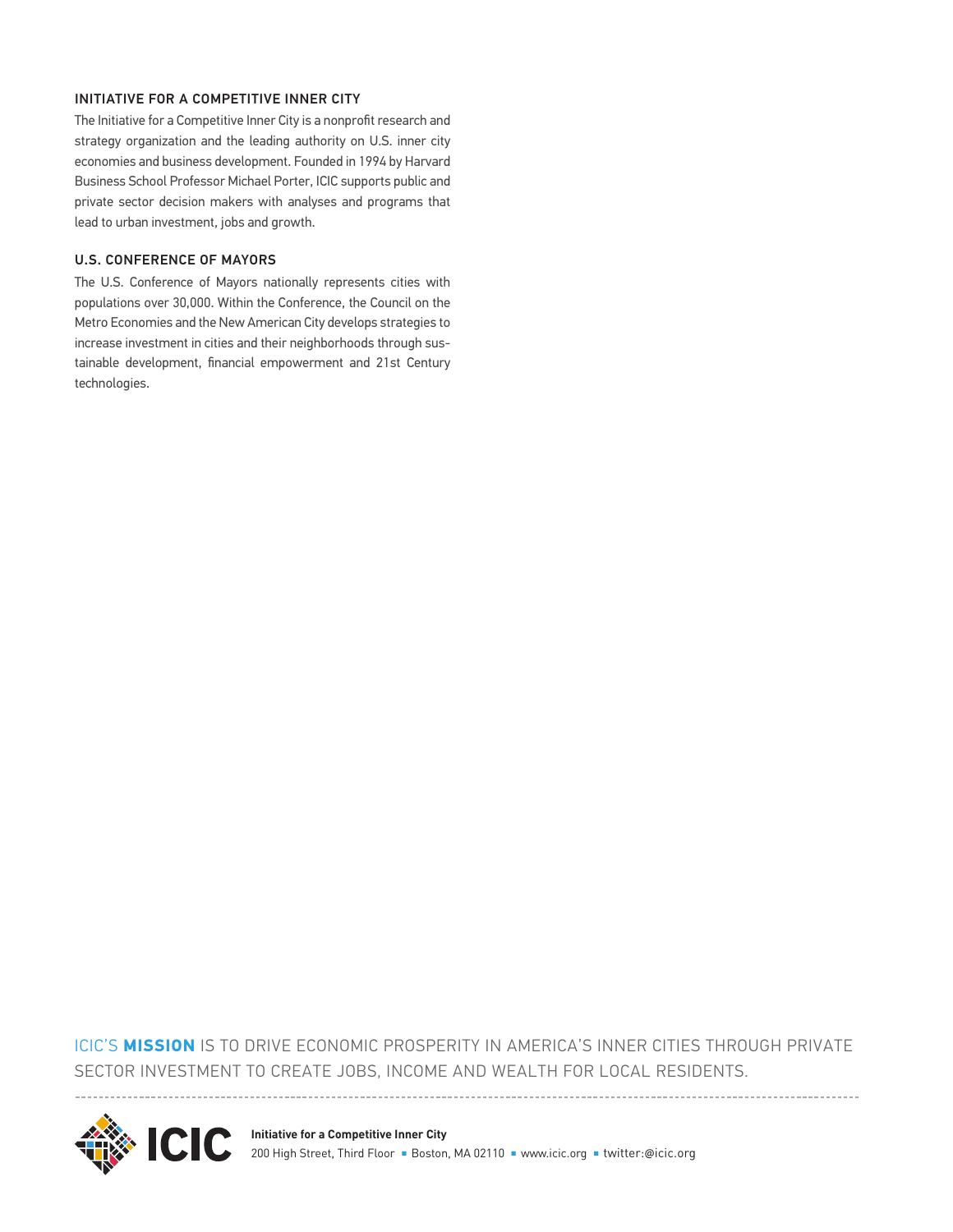### INITIATIVE FOR A COMPETITIVE INNER CITY

The Initiative for a Competitive Inner City is a nonprofit research and strategy organization and the leading authority on U.S. inner city economies and business development. Founded in 1994 by Harvard Business School Professor Michael Porter, ICIC supports public and private sector decision makers with analyses and programs that lead to urban investment, jobs and growth.

### U.S. CONFERENCE OF MAYORS

The U.S. Conference of Mayors nationally represents cities with populations over 30,000. Within the Conference, the Council on the Metro Economies and the New American City develops strategies to increase investment in cities and their neighborhoods through sustainable development, financial empowerment and 21st Century technologies.

ICIC'S **MISSION** IS TO DRIVE ECONOMIC PROSPERITY IN AMERICA'S INNER CITIES THROUGH PRIVATE SECTOR INVESTMENT TO CREATE JOBS, INCOME AND WEALTH FOR LOCAL RESIDENTS.

ICIC

**Initiative for a Competitive Inner City**
200 High Street, Third Floor ▪ Boston, MA 02110 ▪ www.icic.org ▪ twitter:@icic.org